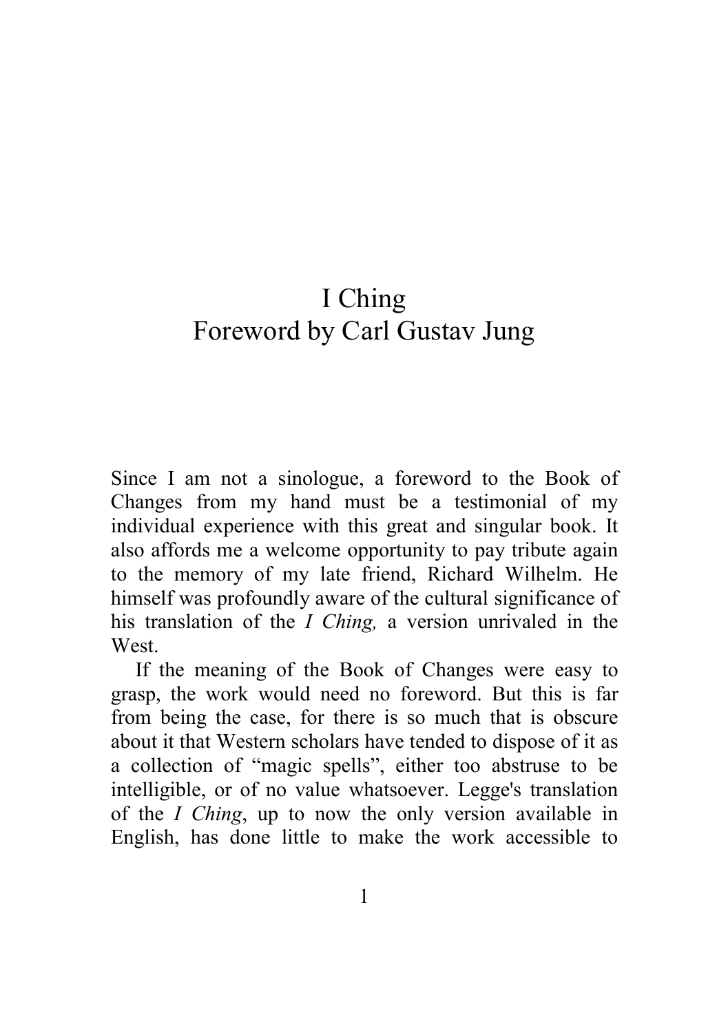# I Ching
## Foreword by Carl Gustav Jung

Since I am not a sinologue, a foreword to the Book of Changes from my hand must be a testimonial of my individual experience with this great and singular book. It also affords me a welcome opportunity to pay tribute again to the memory of my late friend, Richard Wilhelm. He himself was profoundly aware of the cultural significance of his translation of the *I Ching,* a version unrivaled in the West.

If the meaning of the Book of Changes were easy to grasp, the work would need no foreword. But this is far from being the case, for there is so much that is obscure about it that Western scholars have tended to dispose of it as a collection of "magic spells", either too abstruse to be intelligible, or of no value whatsoever. Legge's translation of the *I Ching*, up to now the only version available in English, has done little to make the work accessible to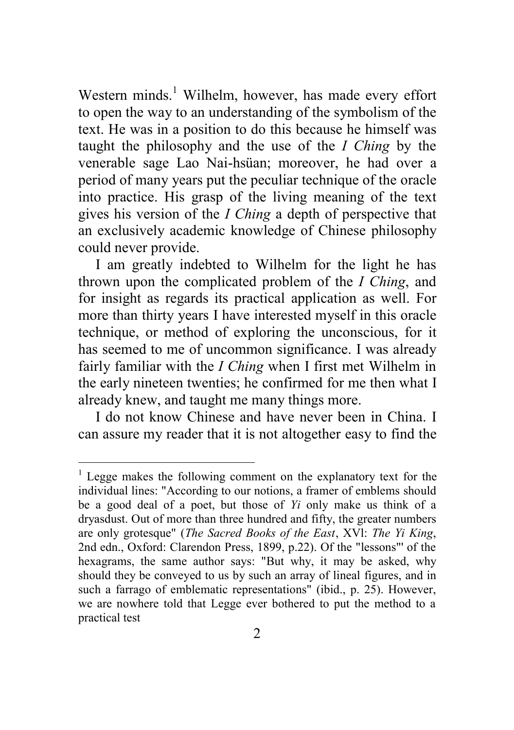Western minds.[1] Wilhelm, however, has made every effort to open the way to an understanding of the symbolism of the text. He was in a position to do this because he himself was taught the philosophy and the use of the *I Ching* by the venerable sage Lao Nai-hsüan; moreover, he had over a period of many years put the peculiar technique of the oracle into practice. His grasp of the living meaning of the text gives his version of the *I Ching* a depth of perspective that an exclusively academic knowledge of Chinese philosophy could never provide.

I am greatly indebted to Wilhelm for the light he has thrown upon the complicated problem of the *I Ching*, and for insight as regards its practical application as well. For more than thirty years I have interested myself in this oracle technique, or method of exploring the unconscious, for it has seemed to me of uncommon significance. I was already fairly familiar with the *I Ching* when I first met Wilhelm in the early nineteen twenties; he confirmed for me then what I already knew, and taught me many things more.

I do not know Chinese and have never been in China. I can assure my reader that it is not altogether easy to find the

---

[1] Legge makes the following comment on the explanatory text for the individual lines: "According to our notions, a framer of emblems should be a good deal of a poet, but those of *Yi* only make us think of a dryasdust. Out of more than three hundred and fifty, the greater numbers are only grotesque" (*The Sacred Books of the East*, XVl: *The Yi King*, 2nd edn., Oxford: Clarendon Press, 1899, p.22). Of the "lessons"' of the hexagrams, the same author says: "But why, it may be asked, why should they be conveyed to us by such an array of lineal figures, and in such a farrago of emblematic representations" (ibid., p. 25). However, we are nowhere told that Legge ever bothered to put the method to a practical test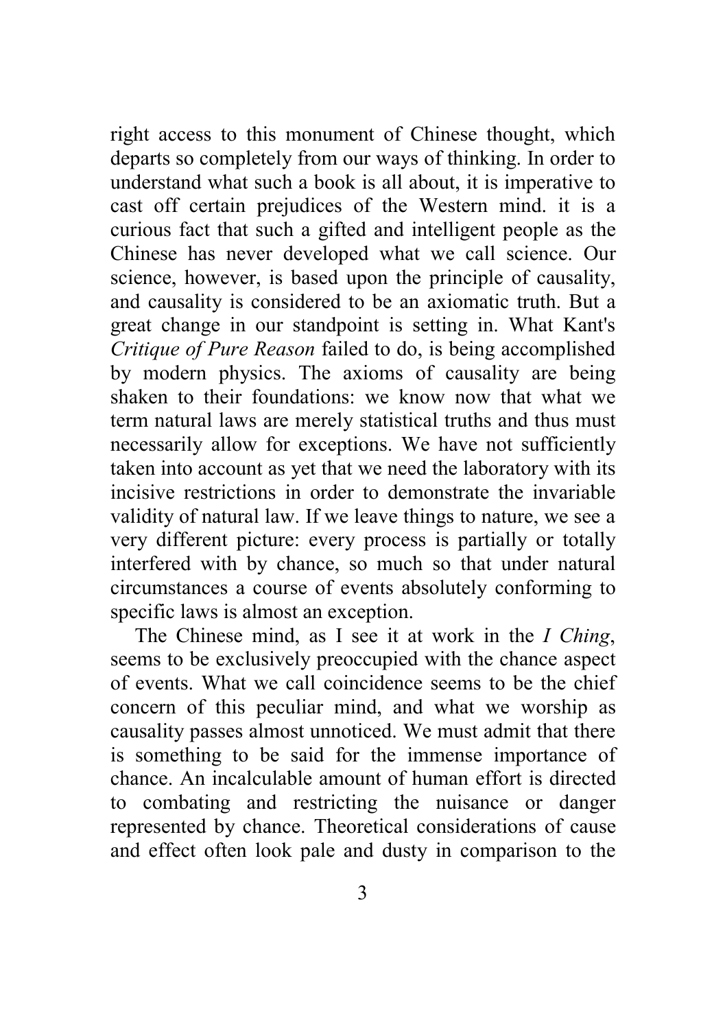right access to this monument of Chinese thought, which departs so completely from our ways of thinking. In order to understand what such a book is all about, it is imperative to cast off certain prejudices of the Western mind. it is a curious fact that such a gifted and intelligent people as the Chinese has never developed what we call science. Our science, however, is based upon the principle of causality, and causality is considered to be an axiomatic truth. But a great change in our standpoint is setting in. What Kant's *Critique of Pure Reason* failed to do, is being accomplished by modern physics. The axioms of causality are being shaken to their foundations: we know now that what we term natural laws are merely statistical truths and thus must necessarily allow for exceptions. We have not sufficiently taken into account as yet that we need the laboratory with its incisive restrictions in order to demonstrate the invariable validity of natural law. If we leave things to nature, we see a very different picture: every process is partially or totally interfered with by chance, so much so that under natural circumstances a course of events absolutely conforming to specific laws is almost an exception.

The Chinese mind, as I see it at work in the *I Ching*, seems to be exclusively preoccupied with the chance aspect of events. What we call coincidence seems to be the chief concern of this peculiar mind, and what we worship as causality passes almost unnoticed. We must admit that there is something to be said for the immense importance of chance. An incalculable amount of human effort is directed to combating and restricting the nuisance or danger represented by chance. Theoretical considerations of cause and effect often look pale and dusty in comparison to the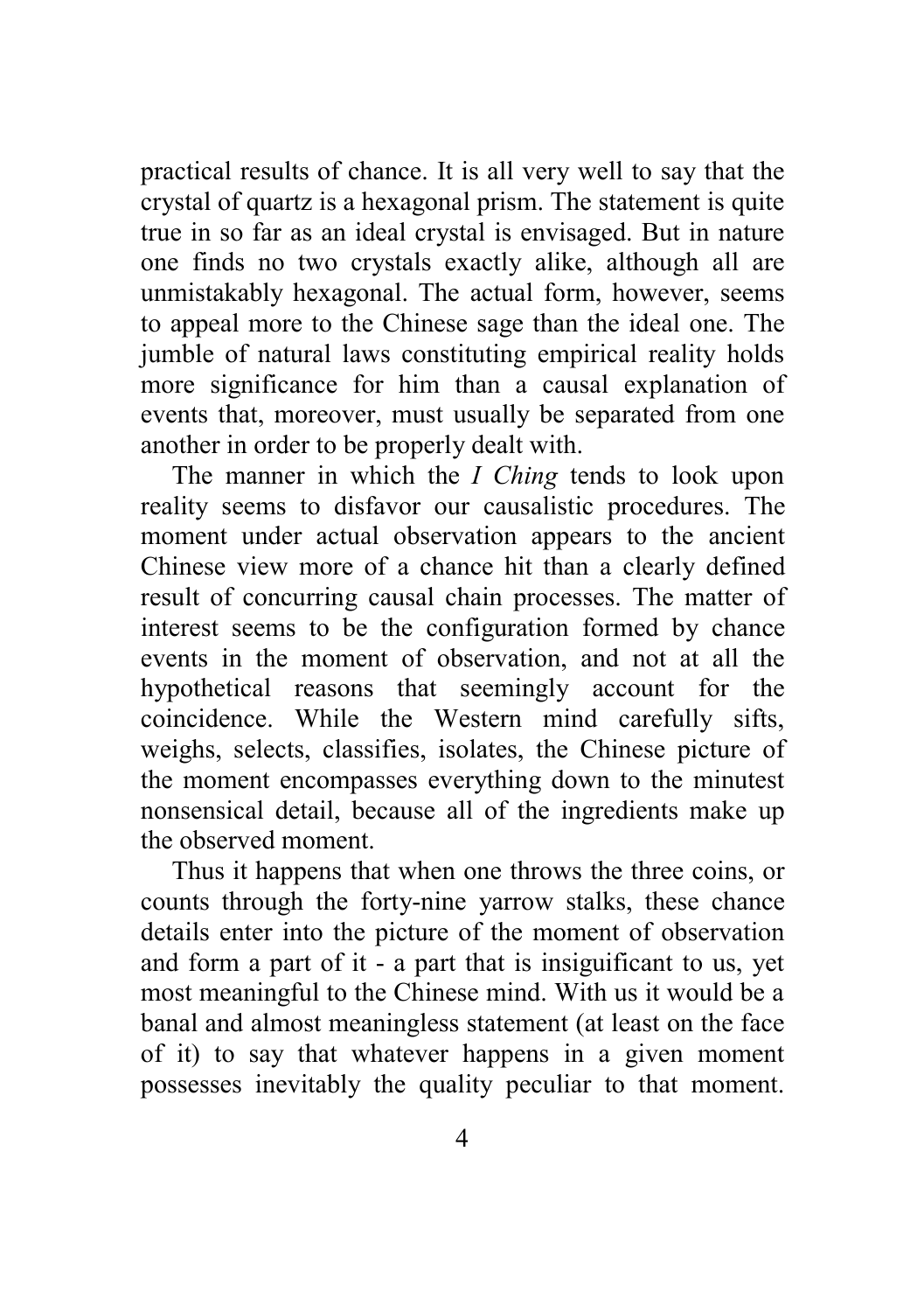practical results of chance. It is all very well to say that the crystal of quartz is a hexagonal prism. The statement is quite true in so far as an ideal crystal is envisaged. But in nature one finds no two crystals exactly alike, although all are unmistakably hexagonal. The actual form, however, seems to appeal more to the Chinese sage than the ideal one. The jumble of natural laws constituting empirical reality holds more significance for him than a causal explanation of events that, moreover, must usually be separated from one another in order to be properly dealt with.

The manner in which the *I Ching* tends to look upon reality seems to disfavor our causalistic procedures. The moment under actual observation appears to the ancient Chinese view more of a chance hit than a clearly defined result of concurring causal chain processes. The matter of interest seems to be the configuration formed by chance events in the moment of observation, and not at all the hypothetical reasons that seemingly account for the coincidence. While the Western mind carefully sifts, weighs, selects, classifies, isolates, the Chinese picture of the moment encompasses everything down to the minutest nonsensical detail, because all of the ingredients make up the observed moment.

Thus it happens that when one throws the three coins, or counts through the forty-nine yarrow stalks, these chance details enter into the picture of the moment of observation and form a part of it - a part that is insiguificant to us, yet most meaningful to the Chinese mind. With us it would be a banal and almost meaningless statement (at least on the face of it) to say that whatever happens in a given moment possesses inevitably the quality peculiar to that moment.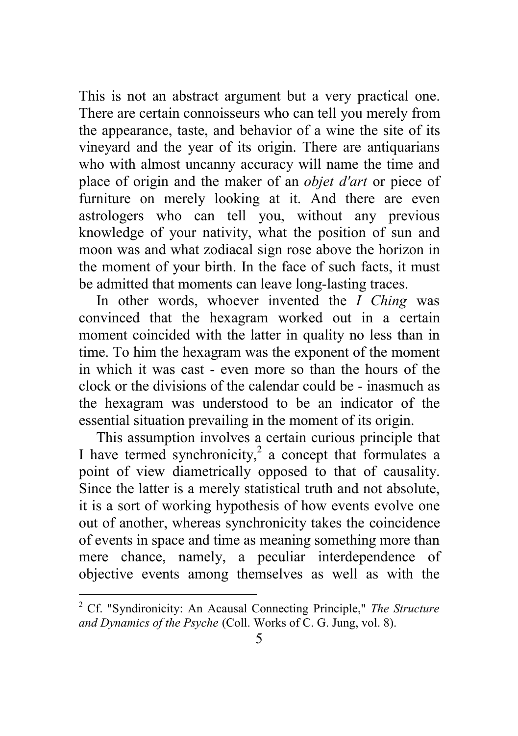This is not an abstract argument but a very practical one. There are certain connoisseurs who can tell you merely from the appearance, taste, and behavior of a wine the site of its vineyard and the year of its origin. There are antiquarians who with almost uncanny accuracy will name the time and place of origin and the maker of an *objet d'art* or piece of furniture on merely looking at it. And there are even astrologers who can tell you, without any previous knowledge of your nativity, what the position of sun and moon was and what zodiacal sign rose above the horizon in the moment of your birth. In the face of such facts, it must be admitted that moments can leave long-lasting traces.

In other words, whoever invented the *I Ching* was convinced that the hexagram worked out in a certain moment coincided with the latter in quality no less than in time. To him the hexagram was the exponent of the moment in which it was cast - even more so than the hours of the clock or the divisions of the calendar could be - inasmuch as the hexagram was understood to be an indicator of the essential situation prevailing in the moment of its origin.

This assumption involves a certain curious principle that I have termed synchronicity,[2] a concept that formulates a point of view diametrically opposed to that of causality. Since the latter is a merely statistical truth and not absolute, it is a sort of working hypothesis of how events evolve one out of another, whereas synchronicity takes the coincidence of events in space and time as meaning something more than mere chance, namely, a peculiar interdependence of objective events among themselves as well as with the

---

[2] Cf. "Syndironicity: An Acausal Connecting Principle," *The Structure and Dynamics of the Psyche* (Coll. Works of C. G. Jung, vol. 8).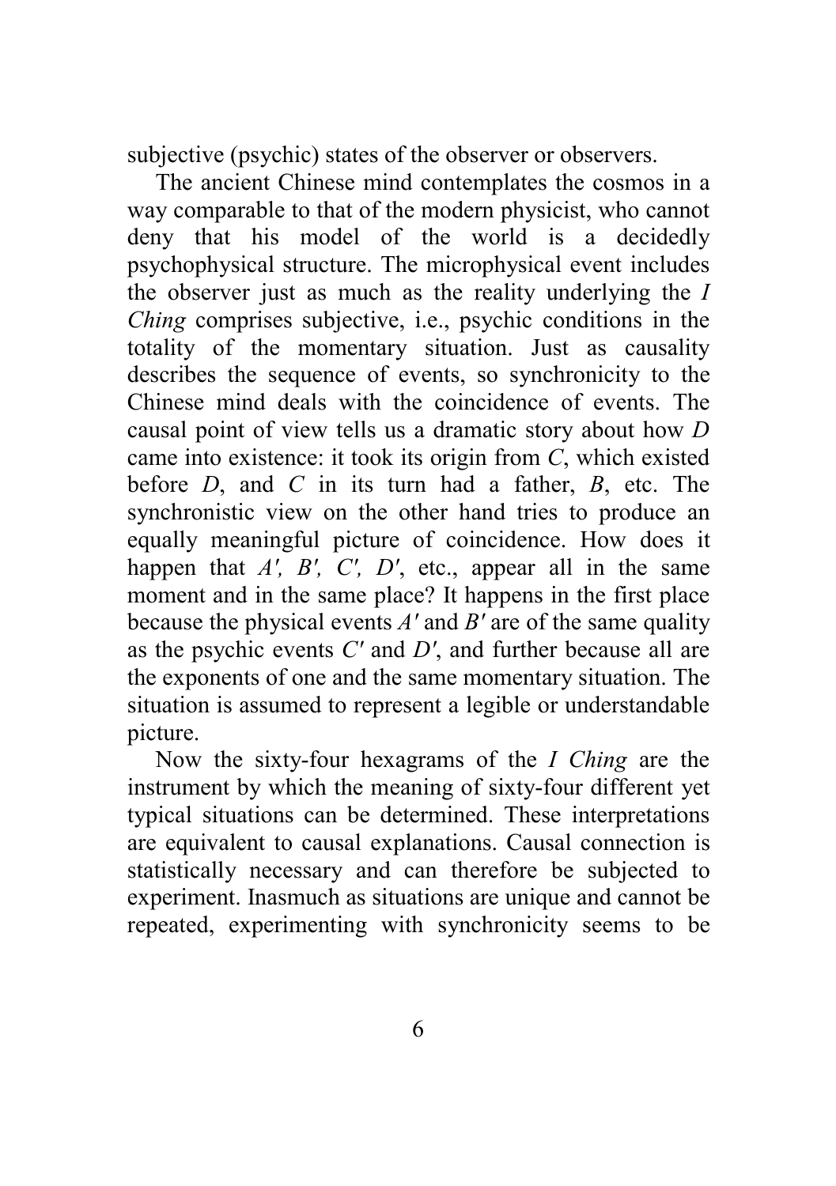subjective (psychic) states of the observer or observers.

The ancient Chinese mind contemplates the cosmos in a way comparable to that of the modern physicist, who cannot deny that his model of the world is a decidedly psychophysical structure. The microphysical event includes the observer just as much as the reality underlying the *I Ching* comprises subjective, i.e., psychic conditions in the totality of the momentary situation. Just as causality describes the sequence of events, so synchronicity to the Chinese mind deals with the coincidence of events. The causal point of view tells us a dramatic story about how *D* came into existence: it took its origin from *C*, which existed before *D*, and *C* in its turn had a father, *B*, etc. The synchronistic view on the other hand tries to produce an equally meaningful picture of coincidence. How does it happen that *A′, B′, C′, D′*, etc., appear all in the same moment and in the same place? It happens in the first place because the physical events *A′* and *B′* are of the same quality as the psychic events *C′* and *D′*, and further because all are the exponents of one and the same momentary situation. The situation is assumed to represent a legible or understandable picture.

Now the sixty-four hexagrams of the *I Ching* are the instrument by which the meaning of sixty-four different yet typical situations can be determined. These interpretations are equivalent to causal explanations. Causal connection is statistically necessary and can therefore be subjected to experiment. Inasmuch as situations are unique and cannot be repeated, experimenting with synchronicity seems to be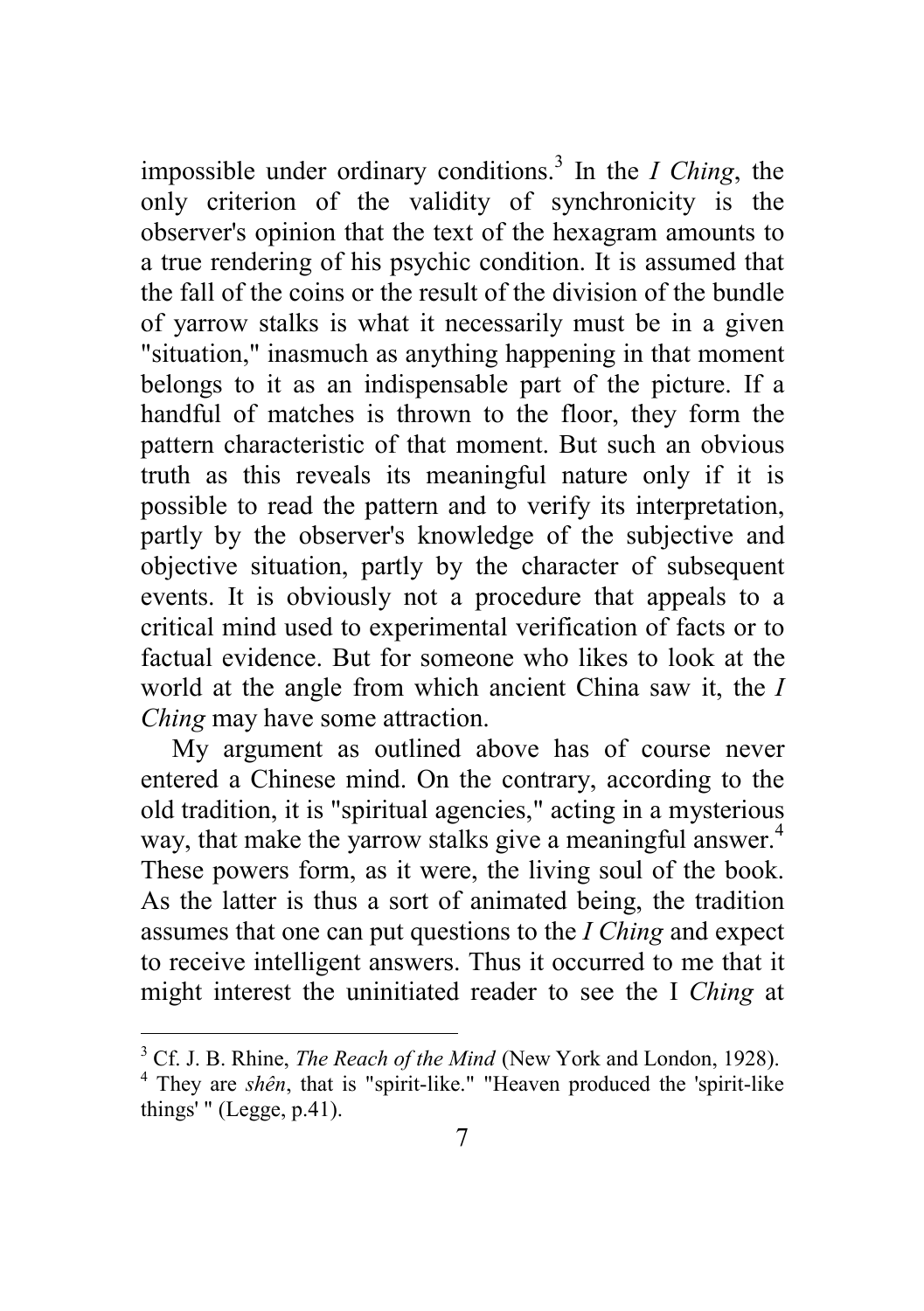impossible under ordinary conditions.[3] In the *I Ching*, the only criterion of the validity of synchronicity is the observer's opinion that the text of the hexagram amounts to a true rendering of his psychic condition. It is assumed that the fall of the coins or the result of the division of the bundle of yarrow stalks is what it necessarily must be in a given "situation," inasmuch as anything happening in that moment belongs to it as an indispensable part of the picture. If a handful of matches is thrown to the floor, they form the pattern characteristic of that moment. But such an obvious truth as this reveals its meaningful nature only if it is possible to read the pattern and to verify its interpretation, partly by the observer's knowledge of the subjective and objective situation, partly by the character of subsequent events. It is obviously not a procedure that appeals to a critical mind used to experimental verification of facts or to factual evidence. But for someone who likes to look at the world at the angle from which ancient China saw it, the *I Ching* may have some attraction.

My argument as outlined above has of course never entered a Chinese mind. On the contrary, according to the old tradition, it is "spiritual agencies," acting in a mysterious way, that make the yarrow stalks give a meaningful answer.[4] These powers form, as it were, the living soul of the book. As the latter is thus a sort of animated being, the tradition assumes that one can put questions to the *I Ching* and expect to receive intelligent answers. Thus it occurred to me that it might interest the uninitiated reader to see the I *Ching* at

---

[3] Cf. J. B. Rhine, *The Reach of the Mind* (New York and London, 1928).

[4] They are *shên*, that is "spirit-like." "Heaven produced the 'spirit-like things' " (Legge, p.41).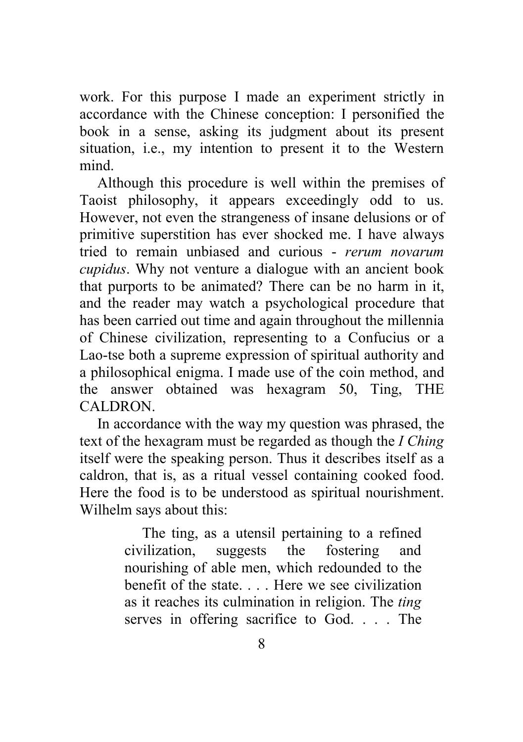work. For this purpose I made an experiment strictly in accordance with the Chinese conception: I personified the book in a sense, asking its judgment about its present situation, i.e., my intention to present it to the Western mind.

Although this procedure is well within the premises of Taoist philosophy, it appears exceedingly odd to us. However, not even the strangeness of insane delusions or of primitive superstition has ever shocked me. I have always tried to remain unbiased and curious - *rerum novarum cupidus*. Why not venture a dialogue with an ancient book that purports to be animated? There can be no harm in it, and the reader may watch a psychological procedure that has been carried out time and again throughout the millennia of Chinese civilization, representing to a Confucius or a Lao-tse both a supreme expression of spiritual authority and a philosophical enigma. I made use of the coin method, and the answer obtained was hexagram 50, Ting, THE CALDRON.

In accordance with the way my question was phrased, the text of the hexagram must be regarded as though the *I Ching* itself were the speaking person. Thus it describes itself as a caldron, that is, as a ritual vessel containing cooked food. Here the food is to be understood as spiritual nourishment. Wilhelm says about this:

> The ting, as a utensil pertaining to a refined civilization, suggests the fostering and nourishing of able men, which redounded to the benefit of the state. . . . Here we see civilization as it reaches its culmination in religion. The *ting* serves in offering sacrifice to God. . . . The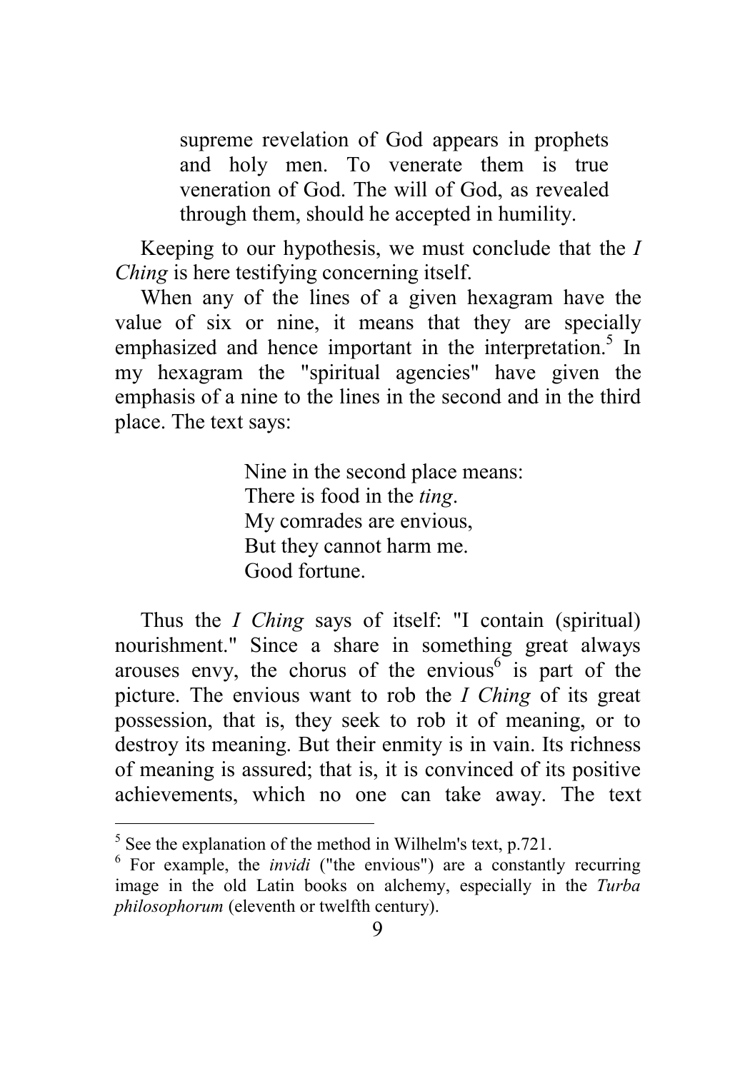> supreme revelation of God appears in prophets and holy men. To venerate them is true veneration of God. The will of God, as revealed through them, should he accepted in humility.

Keeping to our hypothesis, we must conclude that the *I Ching* is here testifying concerning itself.

When any of the lines of a given hexagram have the value of six or nine, it means that they are specially emphasized and hence important in the interpretation.[5] In my hexagram the "spiritual agencies" have given the emphasis of a nine to the lines in the second and in the third place. The text says:

> Nine in the second place means:
> There is food in the *ting*.
> My comrades are envious,
> But they cannot harm me.
> Good fortune.

Thus the *I Ching* says of itself: "I contain (spiritual) nourishment." Since a share in something great always arouses envy, the chorus of the envious[6] is part of the picture. The envious want to rob the *I Ching* of its great possession, that is, they seek to rob it of meaning, or to destroy its meaning. But their enmity is in vain. Its richness of meaning is assured; that is, it is convinced of its positive achievements, which no one can take away. The text

---

[5] See the explanation of the method in Wilhelm's text, p.721.

[6] For example, the *invidi* ("the envious") are a constantly recurring image in the old Latin books on alchemy, especially in the *Turba philosophorum* (eleventh or twelfth century).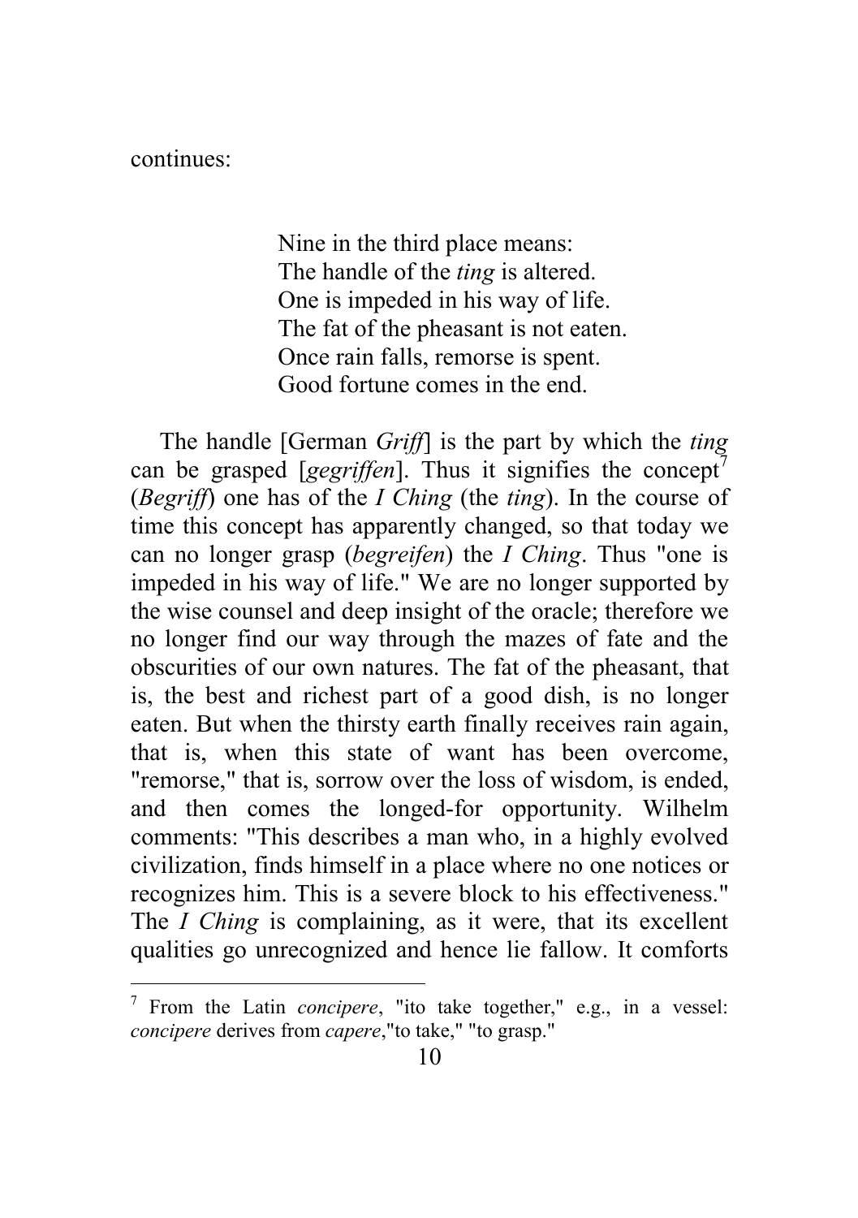continues:

> Nine in the third place means:
> The handle of the *ting* is altered.
> One is impeded in his way of life.
> The fat of the pheasant is not eaten.
> Once rain falls, remorse is spent.
> Good fortune comes in the end.

The handle [German *Griff*] is the part by which the *ting* can be grasped [*gegriffen*]. Thus it signifies the concept[7] (*Begriff*) one has of the *I Ching* (the *ting*). In the course of time this concept has apparently changed, so that today we can no longer grasp (*begreifen*) the *I Ching*. Thus "one is impeded in his way of life." We are no longer supported by the wise counsel and deep insight of the oracle; therefore we no longer find our way through the mazes of fate and the obscurities of our own natures. The fat of the pheasant, that is, the best and richest part of a good dish, is no longer eaten. But when the thirsty earth finally receives rain again, that is, when this state of want has been overcome, "remorse," that is, sorrow over the loss of wisdom, is ended, and then comes the longed-for opportunity. Wilhelm comments: "This describes a man who, in a highly evolved civilization, finds himself in a place where no one notices or recognizes him. This is a severe block to his effectiveness." The *I Ching* is complaining, as it were, that its excellent qualities go unrecognized and hence lie fallow. It comforts

---

[7] From the Latin *concipere*, "ito take together," e.g., in a vessel: *concipere* derives from *capere*,"to take," "to grasp."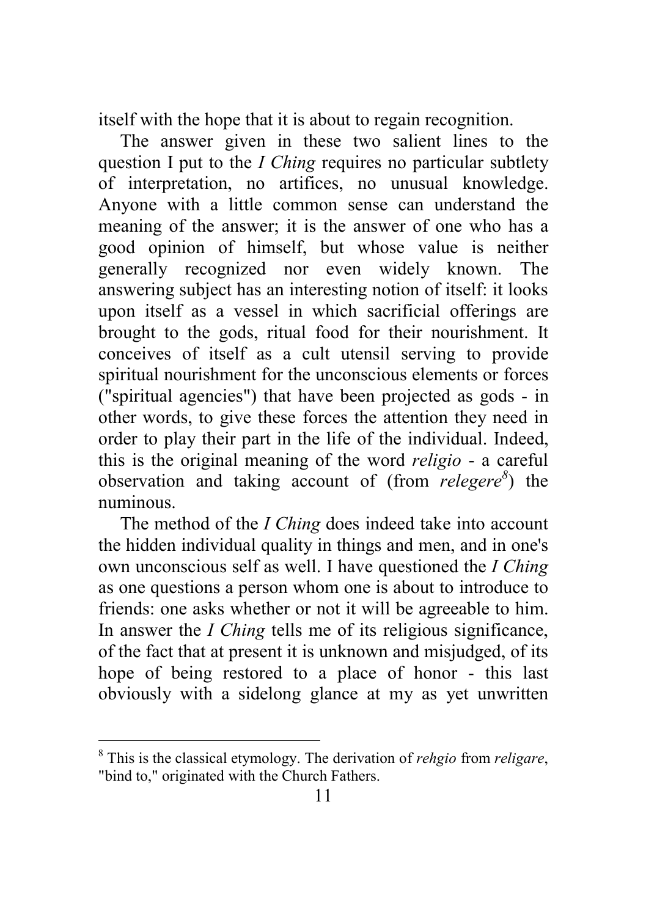itself with the hope that it is about to regain recognition.

The answer given in these two salient lines to the question I put to the *I Ching* requires no particular subtlety of interpretation, no artifices, no unusual knowledge. Anyone with a little common sense can understand the meaning of the answer; it is the answer of one who has a good opinion of himself, but whose value is neither generally recognized nor even widely known. The answering subject has an interesting notion of itself: it looks upon itself as a vessel in which sacrificial offerings are brought to the gods, ritual food for their nourishment. It conceives of itself as a cult utensil serving to provide spiritual nourishment for the unconscious elements or forces ("spiritual agencies") that have been projected as gods - in other words, to give these forces the attention they need in order to play their part in the life of the individual. Indeed, this is the original meaning of the word *religio* - a careful observation and taking account of (from *relegere*[8]) the numinous.

The method of the *I Ching* does indeed take into account the hidden individual quality in things and men, and in one's own unconscious self as well. I have questioned the *I Ching* as one questions a person whom one is about to introduce to friends: one asks whether or not it will be agreeable to him. In answer the *I Ching* tells me of its religious significance, of the fact that at present it is unknown and misjudged, of its hope of being restored to a place of honor - this last obviously with a sidelong glance at my as yet unwritten

---

[8] This is the classical etymology. The derivation of *rehgio* from *religare*, "bind to," originated with the Church Fathers.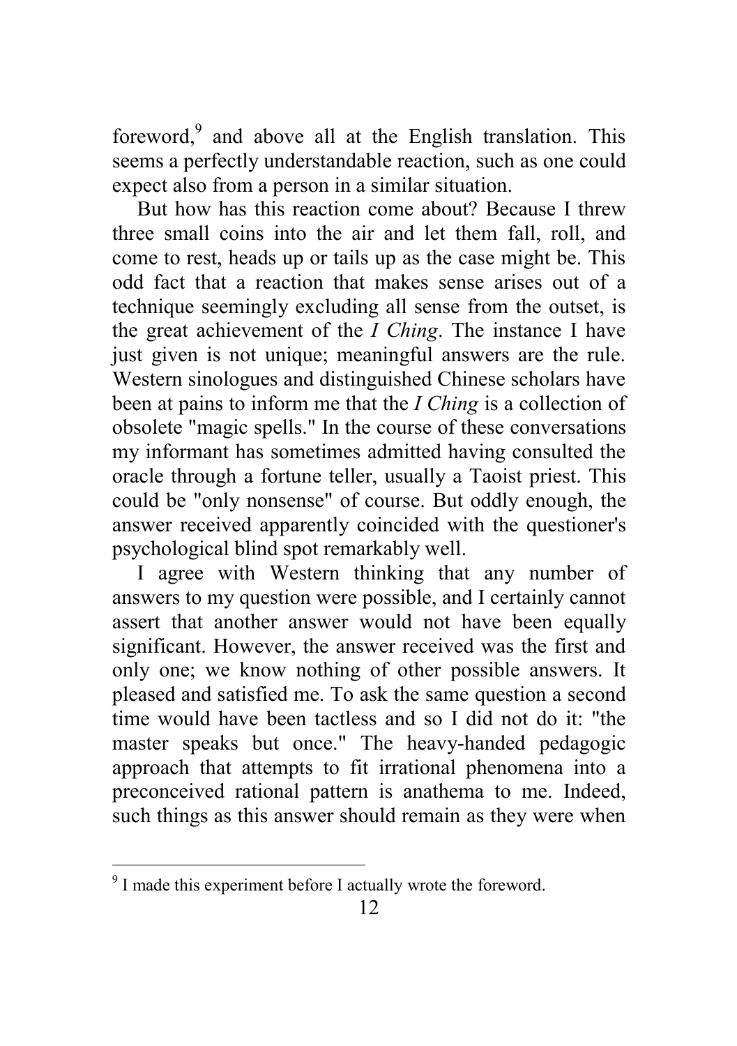foreword,[9] and above all at the English translation. This seems a perfectly understandable reaction, such as one could expect also from a person in a similar situation.

But how has this reaction come about? Because I threw three small coins into the air and let them fall, roll, and come to rest, heads up or tails up as the case might be. This odd fact that a reaction that makes sense arises out of a technique seemingly excluding all sense from the outset, is the great achievement of the *I Ching*. The instance I have just given is not unique; meaningful answers are the rule. Western sinologues and distinguished Chinese scholars have been at pains to inform me that the *I Ching* is a collection of obsolete "magic spells." In the course of these conversations my informant has sometimes admitted having consulted the oracle through a fortune teller, usually a Taoist priest. This could be "only nonsense" of course. But oddly enough, the answer received apparently coincided with the questioner's psychological blind spot remarkably well.

I agree with Western thinking that any number of answers to my question were possible, and I certainly cannot assert that another answer would not have been equally significant. However, the answer received was the first and only one; we know nothing of other possible answers. It pleased and satisfied me. To ask the same question a second time would have been tactless and so I did not do it: "the master speaks but once." The heavy-handed pedagogic approach that attempts to fit irrational phenomena into a preconceived rational pattern is anathema to me. Indeed, such things as this answer should remain as they were when

[9] I made this experiment before I actually wrote the foreword.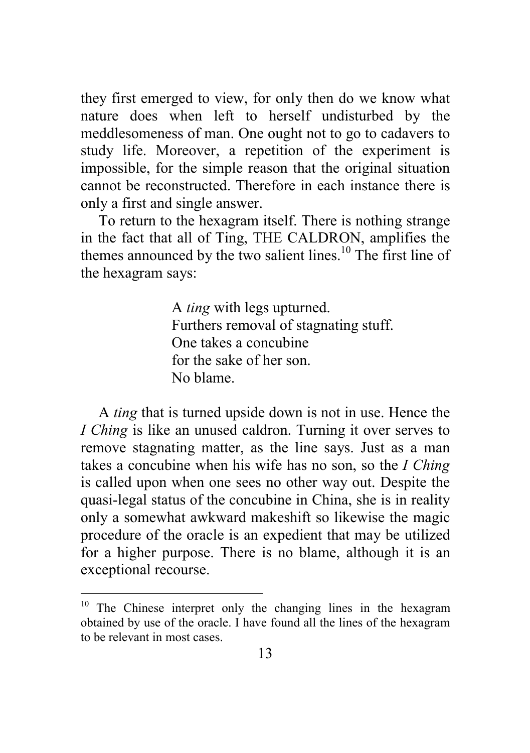they first emerged to view, for only then do we know what nature does when left to herself undisturbed by the meddlesomeness of man. One ought not to go to cadavers to study life. Moreover, a repetition of the experiment is impossible, for the simple reason that the original situation cannot be reconstructed. Therefore in each instance there is only a first and single answer.

To return to the hexagram itself. There is nothing strange in the fact that all of Ting, THE CALDRON, amplifies the themes announced by the two salient lines.[10] The first line of the hexagram says:

> A *ting* with legs upturned.
> Furthers removal of stagnating stuff.
> One takes a concubine
> for the sake of her son.
> No blame.

A *ting* that is turned upside down is not in use. Hence the *I Ching* is like an unused caldron. Turning it over serves to remove stagnating matter, as the line says. Just as a man takes a concubine when his wife has no son, so the *I Ching* is called upon when one sees no other way out. Despite the quasi-legal status of the concubine in China, she is in reality only a somewhat awkward makeshift so likewise the magic procedure of the oracle is an expedient that may be utilized for a higher purpose. There is no blame, although it is an exceptional recourse.

---

[10] The Chinese interpret only the changing lines in the hexagram obtained by use of the oracle. I have found all the lines of the hexagram to be relevant in most cases.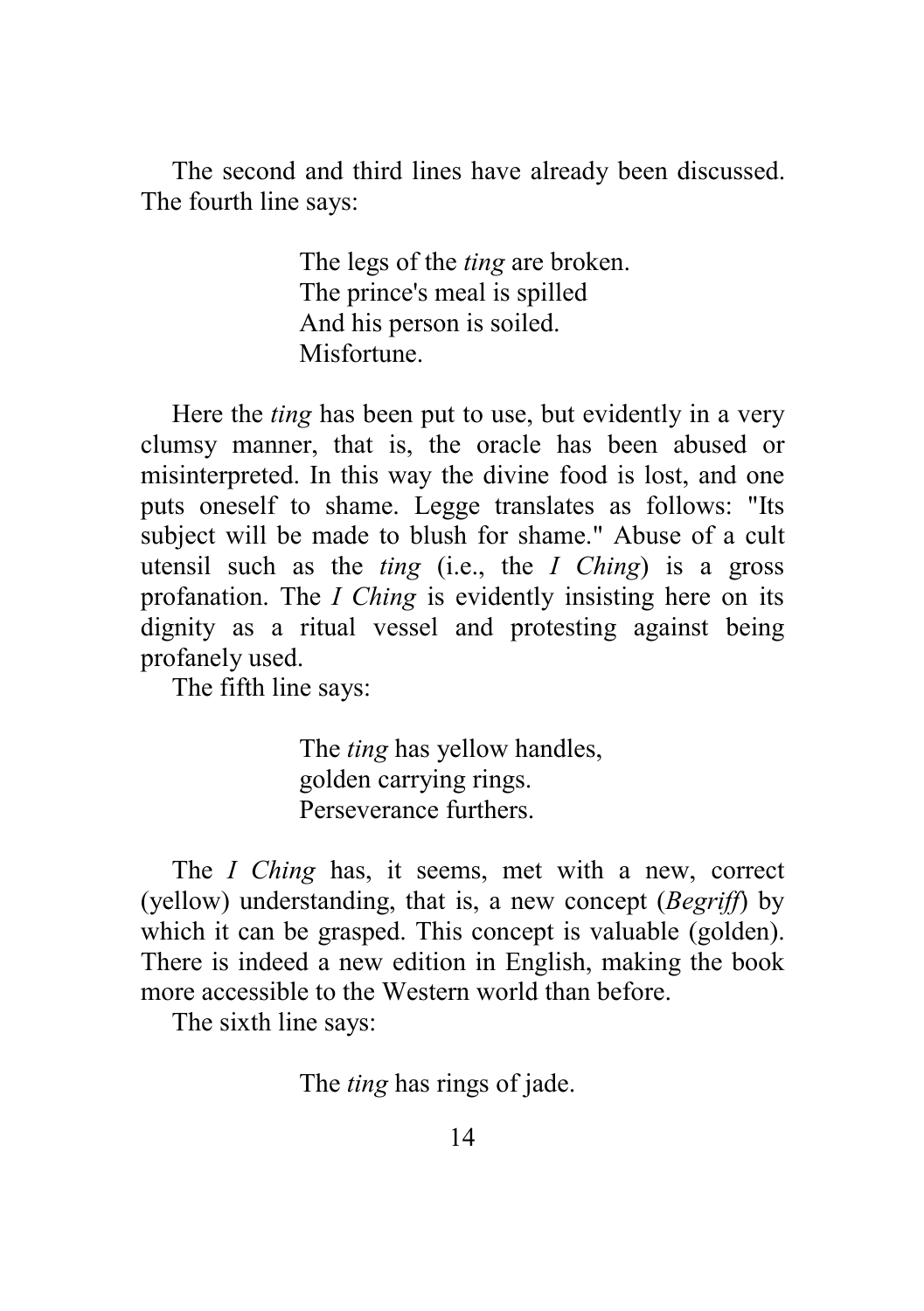The second and third lines have already been discussed. The fourth line says:

> The legs of the *ting* are broken.
> The prince's meal is spilled
> And his person is soiled.
> Misfortune.

Here the *ting* has been put to use, but evidently in a very clumsy manner, that is, the oracle has been abused or misinterpreted. In this way the divine food is lost, and one puts oneself to shame. Legge translates as follows: "Its subject will be made to blush for shame." Abuse of a cult utensil such as the *ting* (i.e., the *I Ching*) is a gross profanation. The *I Ching* is evidently insisting here on its dignity as a ritual vessel and protesting against being profanely used.

The fifth line says:

> The *ting* has yellow handles,
> golden carrying rings.
> Perseverance furthers.

The *I Ching* has, it seems, met with a new, correct (yellow) understanding, that is, a new concept (*Begriff*) by which it can be grasped. This concept is valuable (golden). There is indeed a new edition in English, making the book more accessible to the Western world than before.

The sixth line says:

> The *ting* has rings of jade.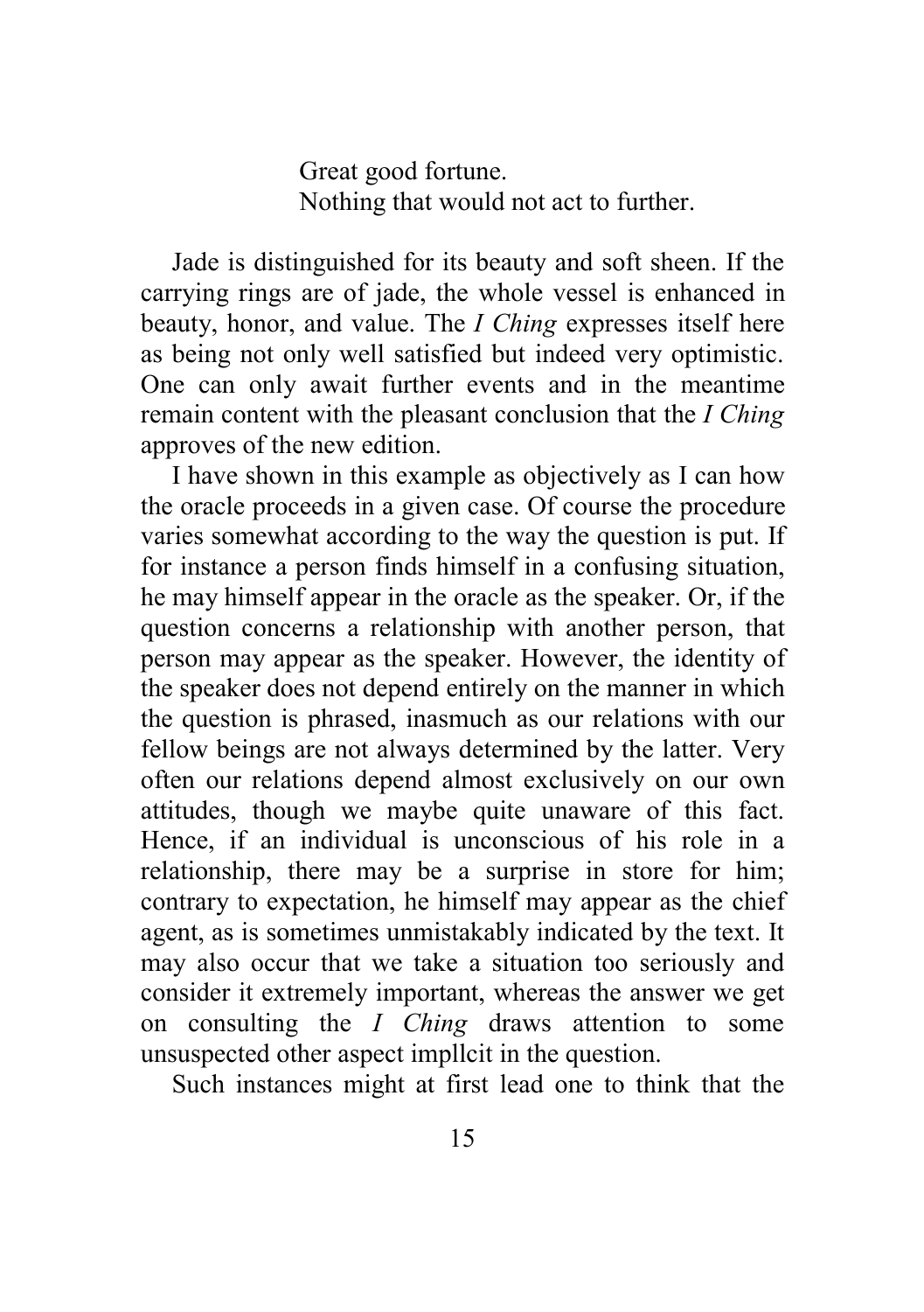> Great good fortune.
> Nothing that would not act to further.

Jade is distinguished for its beauty and soft sheen. If the carrying rings are of jade, the whole vessel is enhanced in beauty, honor, and value. The *I Ching* expresses itself here as being not only well satisfied but indeed very optimistic. One can only await further events and in the meantime remain content with the pleasant conclusion that the *I Ching* approves of the new edition.

I have shown in this example as objectively as I can how the oracle proceeds in a given case. Of course the procedure varies somewhat according to the way the question is put. If for instance a person finds himself in a confusing situation, he may himself appear in the oracle as the speaker. Or, if the question concerns a relationship with another person, that person may appear as the speaker. However, the identity of the speaker does not depend entirely on the manner in which the question is phrased, inasmuch as our relations with our fellow beings are not always determined by the latter. Very often our relations depend almost exclusively on our own attitudes, though we maybe quite unaware of this fact. Hence, if an individual is unconscious of his role in a relationship, there may be a surprise in store for him; contrary to expectation, he himself may appear as the chief agent, as is sometimes unmistakably indicated by the text. It may also occur that we take a situation too seriously and consider it extremely important, whereas the answer we get on consulting the *I Ching* draws attention to some unsuspected other aspect impllcit in the question.

Such instances might at first lead one to think that the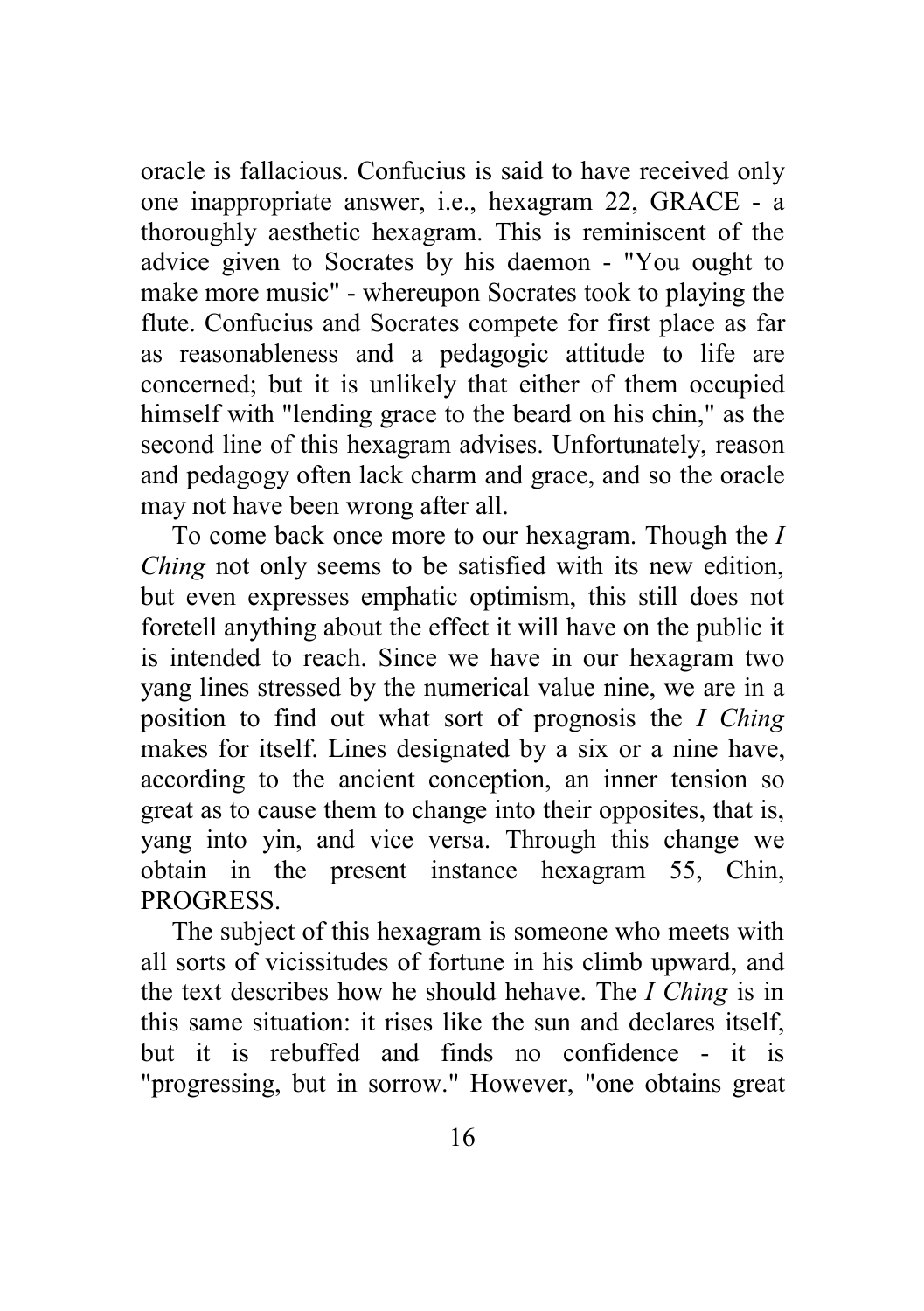oracle is fallacious. Confucius is said to have received only one inappropriate answer, i.e., hexagram 22, GRACE - a thoroughly aesthetic hexagram. This is reminiscent of the advice given to Socrates by his daemon - "You ought to make more music" - whereupon Socrates took to playing the flute. Confucius and Socrates compete for first place as far as reasonableness and a pedagogic attitude to life are concerned; but it is unlikely that either of them occupied himself with "lending grace to the beard on his chin," as the second line of this hexagram advises. Unfortunately, reason and pedagogy often lack charm and grace, and so the oracle may not have been wrong after all.

To come back once more to our hexagram. Though the *I Ching* not only seems to be satisfied with its new edition, but even expresses emphatic optimism, this still does not foretell anything about the effect it will have on the public it is intended to reach. Since we have in our hexagram two yang lines stressed by the numerical value nine, we are in a position to find out what sort of prognosis the *I Ching* makes for itself. Lines designated by a six or a nine have, according to the ancient conception, an inner tension so great as to cause them to change into their opposites, that is, yang into yin, and vice versa. Through this change we obtain in the present instance hexagram 55, Chin, PROGRESS.

The subject of this hexagram is someone who meets with all sorts of vicissitudes of fortune in his climb upward, and the text describes how he should hehave. The *I Ching* is in this same situation: it rises like the sun and declares itself, but it is rebuffed and finds no confidence - it is "progressing, but in sorrow." However, "one obtains great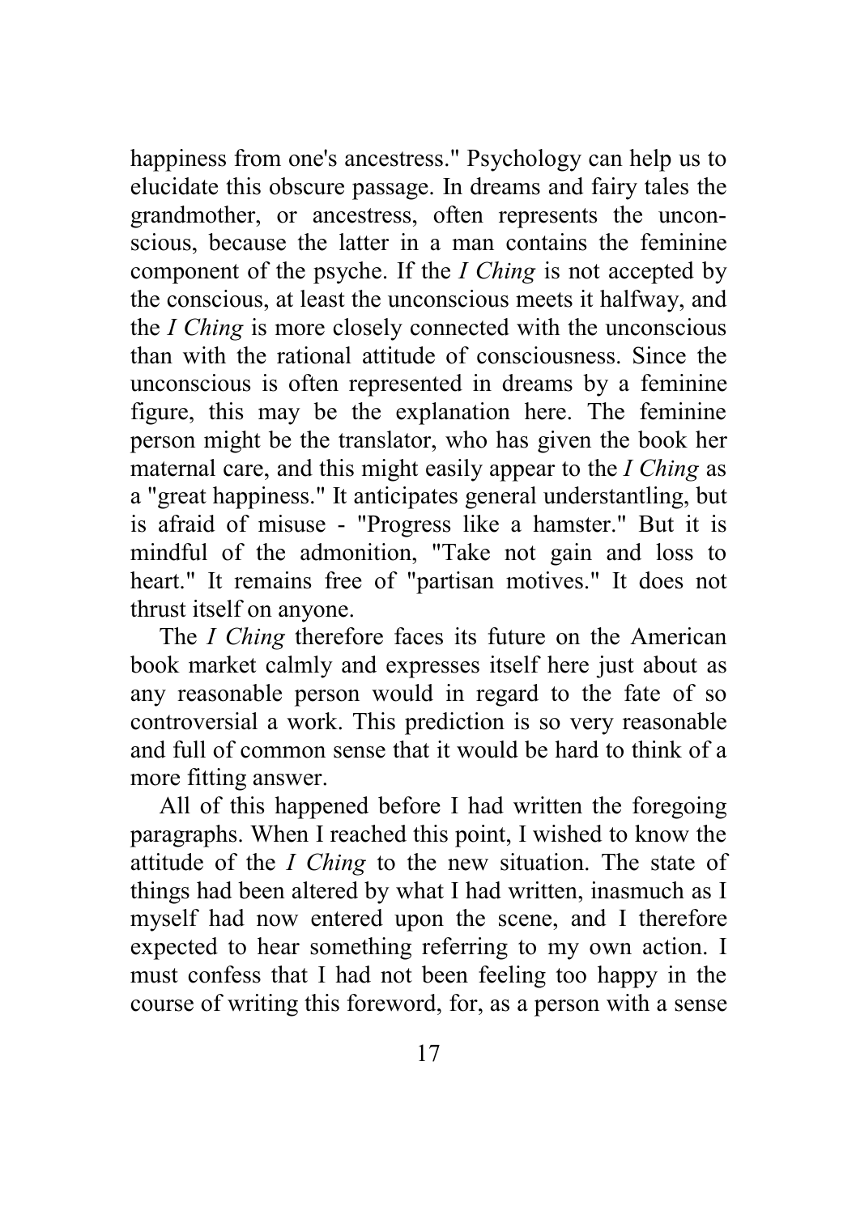happiness from one's ancestress." Psychology can help us to elucidate this obscure passage. In dreams and fairy tales the grandmother, or ancestress, often represents the unconscious, because the latter in a man contains the feminine component of the psyche. If the *I Ching* is not accepted by the conscious, at least the unconscious meets it halfway, and the *I Ching* is more closely connected with the unconscious than with the rational attitude of consciousness. Since the unconscious is often represented in dreams by a feminine figure, this may be the explanation here. The feminine person might be the translator, who has given the book her maternal care, and this might easily appear to the *I Ching* as a "great happiness." It anticipates general understantling, but is afraid of misuse - "Progress like a hamster." But it is mindful of the admonition, "Take not gain and loss to heart." It remains free of "partisan motives." It does not thrust itself on anyone.

The *I Ching* therefore faces its future on the American book market calmly and expresses itself here just about as any reasonable person would in regard to the fate of so controversial a work. This prediction is so very reasonable and full of common sense that it would be hard to think of a more fitting answer.

All of this happened before I had written the foregoing paragraphs. When I reached this point, I wished to know the attitude of the *I Ching* to the new situation. The state of things had been altered by what I had written, inasmuch as I myself had now entered upon the scene, and I therefore expected to hear something referring to my own action. I must confess that I had not been feeling too happy in the course of writing this foreword, for, as a person with a sense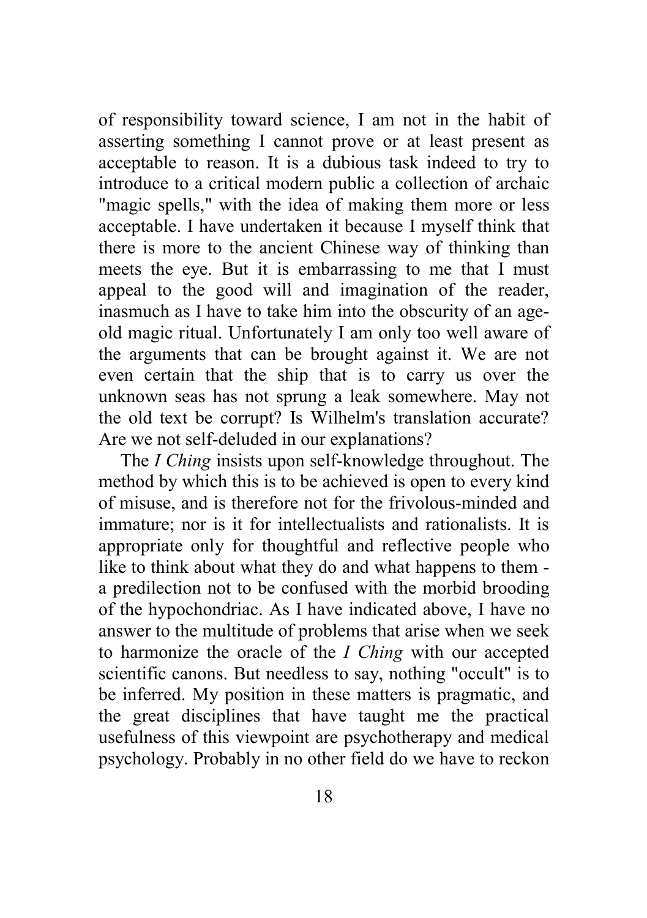of responsibility toward science, I am not in the habit of asserting something I cannot prove or at least present as acceptable to reason. It is a dubious task indeed to try to introduce to a critical modern public a collection of archaic "magic spells," with the idea of making them more or less acceptable. I have undertaken it because I myself think that there is more to the ancient Chinese way of thinking than meets the eye. But it is embarrassing to me that I must appeal to the good will and imagination of the reader, inasmuch as I have to take him into the obscurity of an age-old magic ritual. Unfortunately I am only too well aware of the arguments that can be brought against it. We are not even certain that the ship that is to carry us over the unknown seas has not sprung a leak somewhere. May not the old text be corrupt? Is Wilhelm's translation accurate? Are we not self-deluded in our explanations?

The *I Ching* insists upon self-knowledge throughout. The method by which this is to be achieved is open to every kind of misuse, and is therefore not for the frivolous-minded and immature; nor is it for intellectualists and rationalists. It is appropriate only for thoughtful and reflective people who like to think about what they do and what happens to them - a predilection not to be confused with the morbid brooding of the hypochondriac. As I have indicated above, I have no answer to the multitude of problems that arise when we seek to harmonize the oracle of the *I Ching* with our accepted scientific canons. But needless to say, nothing "occult" is to be inferred. My position in these matters is pragmatic, and the great disciplines that have taught me the practical usefulness of this viewpoint are psychotherapy and medical psychology. Probably in no other field do we have to reckon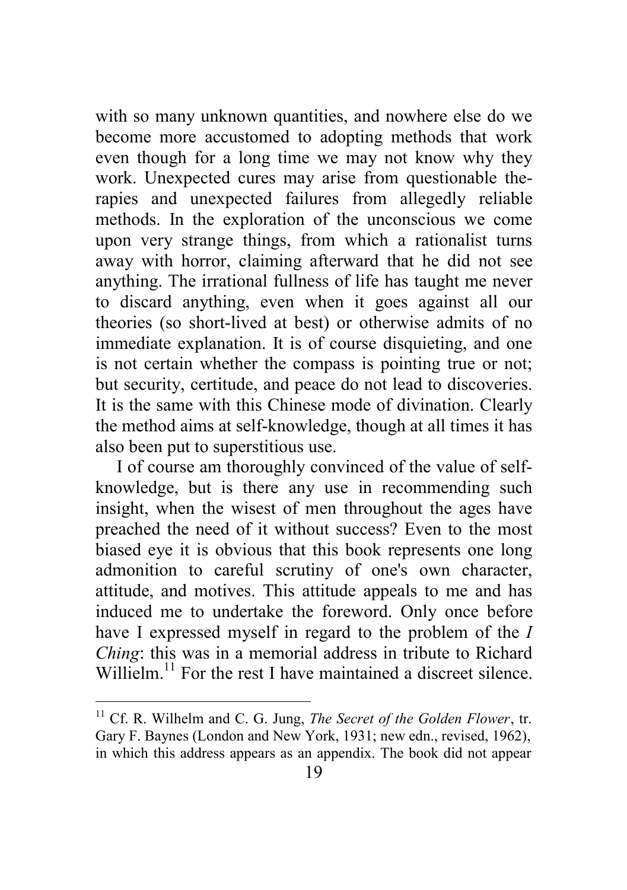with so many unknown quantities, and nowhere else do we become more accustomed to adopting methods that work even though for a long time we may not know why they work. Unexpected cures may arise from questionable therapies and unexpected failures from allegedly reliable methods. In the exploration of the unconscious we come upon very strange things, from which a rationalist turns away with horror, claiming afterward that he did not see anything. The irrational fullness of life has taught me never to discard anything, even when it goes against all our theories (so short-lived at best) or otherwise admits of no immediate explanation. It is of course disquieting, and one is not certain whether the compass is pointing true or not; but security, certitude, and peace do not lead to discoveries. It is the same with this Chinese mode of divination. Clearly the method aims at self-knowledge, though at all times it has also been put to superstitious use.

I of course am thoroughly convinced of the value of self-knowledge, but is there any use in recommending such insight, when the wisest of men throughout the ages have preached the need of it without success? Even to the most biased eye it is obvious that this book represents one long admonition to careful scrutiny of one's own character, attitude, and motives. This attitude appeals to me and has induced me to undertake the foreword. Only once before have I expressed myself in regard to the problem of the *I Ching*: this was in a memorial address in tribute to Richard Willielm.[11] For the rest I have maintained a discreet silence.

[11] Cf. R. Wilhelm and C. G. Jung, *The Secret of the Golden Flower*, tr. Gary F. Baynes (London and New York, 1931; new edn., revised, 1962), in which this address appears as an appendix. The book did not appear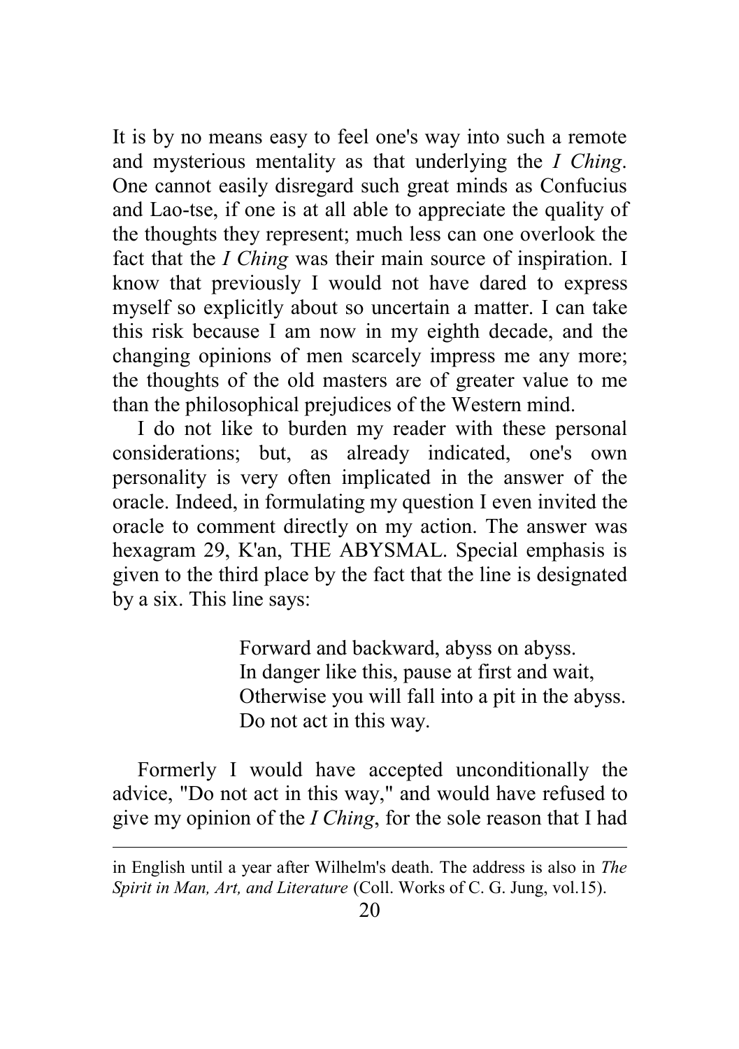It is by no means easy to feel one's way into such a remote and mysterious mentality as that underlying the *I Ching*. One cannot easily disregard such great minds as Confucius and Lao-tse, if one is at all able to appreciate the quality of the thoughts they represent; much less can one overlook the fact that the *I Ching* was their main source of inspiration. I know that previously I would not have dared to express myself so explicitly about so uncertain a matter. I can take this risk because I am now in my eighth decade, and the changing opinions of men scarcely impress me any more; the thoughts of the old masters are of greater value to me than the philosophical prejudices of the Western mind.

I do not like to burden my reader with these personal considerations; but, as already indicated, one's own personality is very often implicated in the answer of the oracle. Indeed, in formulating my question I even invited the oracle to comment directly on my action. The answer was hexagram 29, K'an, THE ABYSMAL. Special emphasis is given to the third place by the fact that the line is designated by a six. This line says:

> Forward and backward, abyss on abyss.
> In danger like this, pause at first and wait,
> Otherwise you will fall into a pit in the abyss.
> Do not act in this way.

Formerly I would have accepted unconditionally the advice, "Do not act in this way," and would have refused to give my opinion of the *I Ching*, for the sole reason that I had

---

in English until a year after Wilhelm's death. The address is also in *The Spirit in Man, Art, and Literature* (Coll. Works of C. G. Jung, vol.15).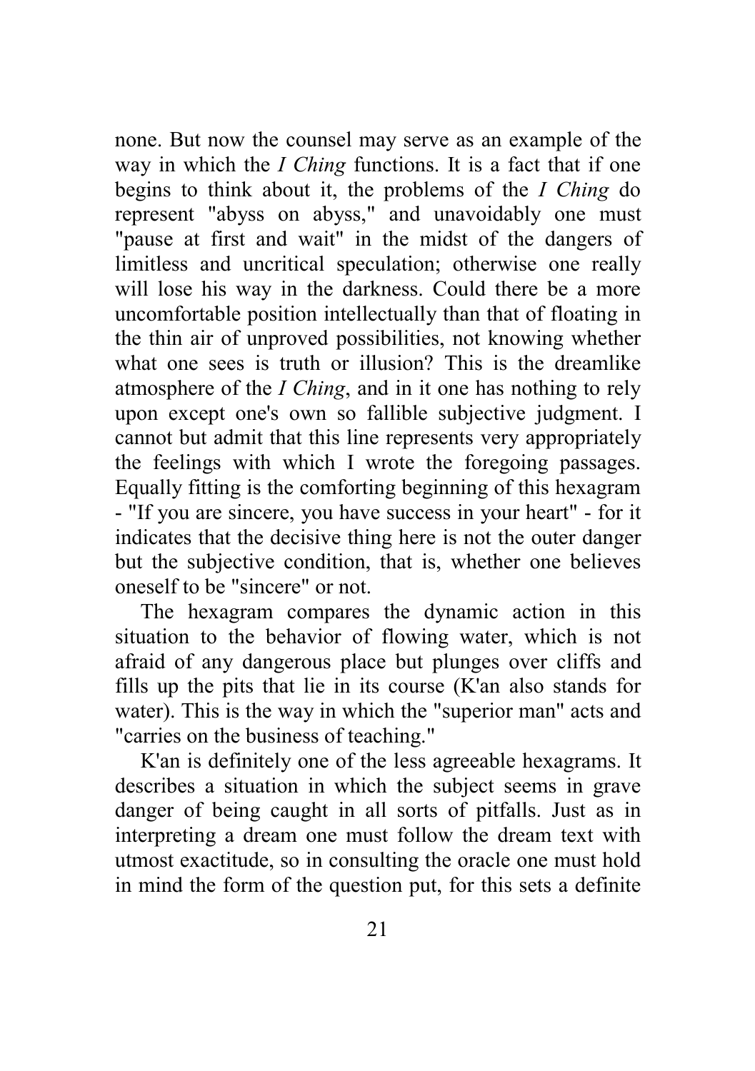none. But now the counsel may serve as an example of the way in which the *I Ching* functions. It is a fact that if one begins to think about it, the problems of the *I Ching* do represent "abyss on abyss," and unavoidably one must "pause at first and wait" in the midst of the dangers of limitless and uncritical speculation; otherwise one really will lose his way in the darkness. Could there be a more uncomfortable position intellectually than that of floating in the thin air of unproved possibilities, not knowing whether what one sees is truth or illusion? This is the dreamlike atmosphere of the *I Ching*, and in it one has nothing to rely upon except one's own so fallible subjective judgment. I cannot but admit that this line represents very appropriately the feelings with which I wrote the foregoing passages. Equally fitting is the comforting beginning of this hexagram - "If you are sincere, you have success in your heart" - for it indicates that the decisive thing here is not the outer danger but the subjective condition, that is, whether one believes oneself to be "sincere" or not.

The hexagram compares the dynamic action in this situation to the behavior of flowing water, which is not afraid of any dangerous place but plunges over cliffs and fills up the pits that lie in its course (K'an also stands for water). This is the way in which the "superior man" acts and "carries on the business of teaching."

K'an is definitely one of the less agreeable hexagrams. It describes a situation in which the subject seems in grave danger of being caught in all sorts of pitfalls. Just as in interpreting a dream one must follow the dream text with utmost exactitude, so in consulting the oracle one must hold in mind the form of the question put, for this sets a definite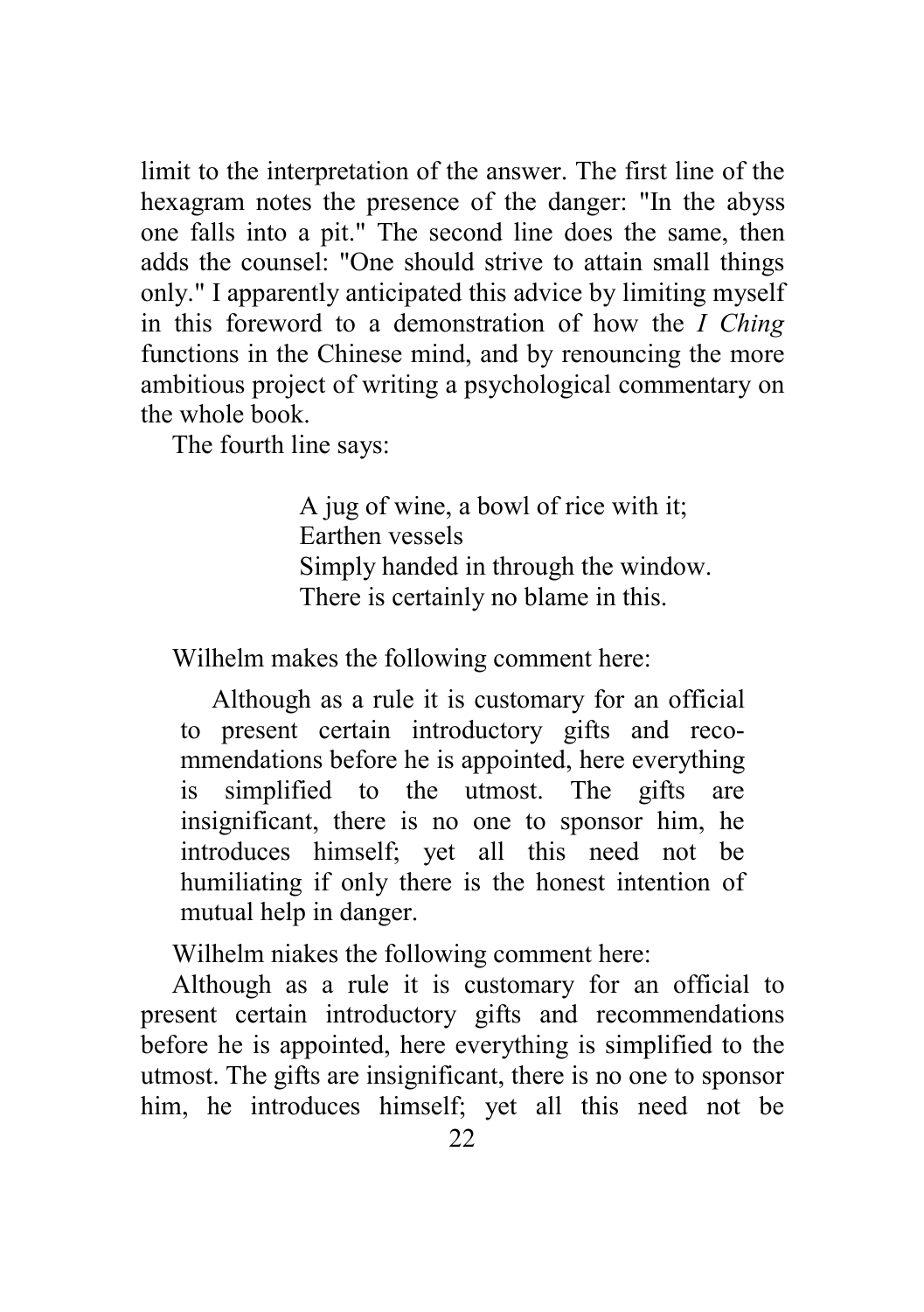limit to the interpretation of the answer. The first line of the hexagram notes the presence of the danger: "In the abyss one falls into a pit." The second line does the same, then adds the counsel: "One should strive to attain small things only." I apparently anticipated this advice by limiting myself in this foreword to a demonstration of how the *I Ching* functions in the Chinese mind, and by renouncing the more ambitious project of writing a psychological commentary on the whole book.

The fourth line says:

> A jug of wine, a bowl of rice with it;
> Earthen vessels
> Simply handed in through the window.
> There is certainly no blame in this.

Wilhelm makes the following comment here:

> Although as a rule it is customary for an official to present certain introductory gifts and reco-mmendations before he is appointed, here everything is simplified to the utmost. The gifts are insignificant, there is no one to sponsor him, he introduces himself; yet all this need not be humiliating if only there is the honest intention of mutual help in danger.

Wilhelm niakes the following comment here:

Although as a rule it is customary for an official to present certain introductory gifts and recommendations before he is appointed, here everything is simplified to the utmost. The gifts are insignificant, there is no one to sponsor him, he introduces himself; yet all this need not be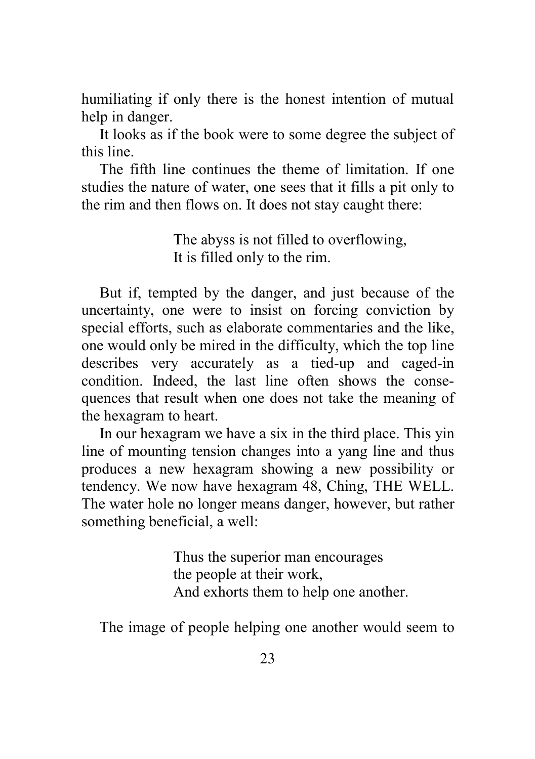humiliating if only there is the honest intention of mutual help in danger.

It looks as if the book were to some degree the subject of this line.

The fifth line continues the theme of limitation. If one studies the nature of water, one sees that it fills a pit only to the rim and then flows on. It does not stay caught there:

> The abyss is not filled to overflowing,
> It is filled only to the rim.

But if, tempted by the danger, and just because of the uncertainty, one were to insist on forcing conviction by special efforts, such as elaborate commentaries and the like, one would only be mired in the difficulty, which the top line describes very accurately as a tied-up and caged-in condition. Indeed, the last line often shows the consequences that result when one does not take the meaning of the hexagram to heart.

In our hexagram we have a six in the third place. This yin line of mounting tension changes into a yang line and thus produces a new hexagram showing a new possibility or tendency. We now have hexagram 48, Ching, THE WELL. The water hole no longer means danger, however, but rather something beneficial, a well:

> Thus the superior man encourages
> the people at their work,
> And exhorts them to help one another.

The image of people helping one another would seem to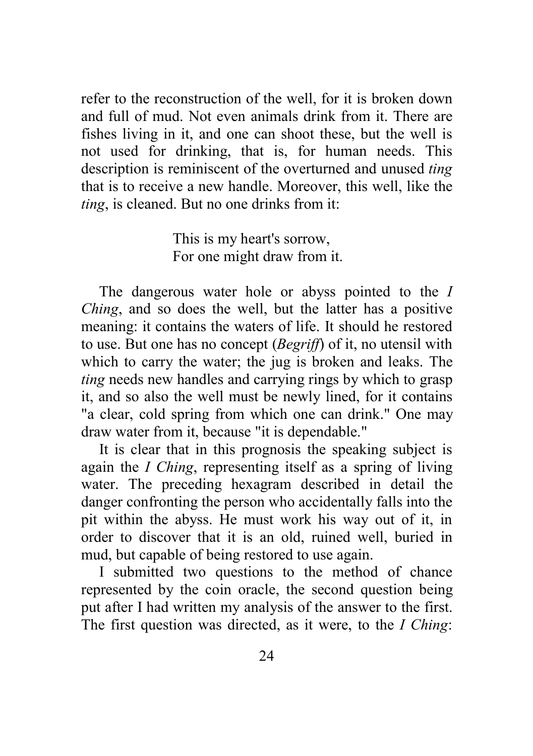refer to the reconstruction of the well, for it is broken down and full of mud. Not even animals drink from it. There are fishes living in it, and one can shoot these, but the well is not used for drinking, that is, for human needs. This description is reminiscent of the overturned and unused *ting* that is to receive a new handle. Moreover, this well, like the *ting*, is cleaned. But no one drinks from it:

> This is my heart's sorrow,  
> For one might draw from it.

The dangerous water hole or abyss pointed to the *I Ching*, and so does the well, but the latter has a positive meaning: it contains the waters of life. It should he restored to use. But one has no concept (*Begriff*) of it, no utensil with which to carry the water; the jug is broken and leaks. The *ting* needs new handles and carrying rings by which to grasp it, and so also the well must be newly lined, for it contains "a clear, cold spring from which one can drink." One may draw water from it, because "it is dependable."

It is clear that in this prognosis the speaking subject is again the *I Ching*, representing itself as a spring of living water. The preceding hexagram described in detail the danger confronting the person who accidentally falls into the pit within the abyss. He must work his way out of it, in order to discover that it is an old, ruined well, buried in mud, but capable of being restored to use again.

I submitted two questions to the method of chance represented by the coin oracle, the second question being put after I had written my analysis of the answer to the first. The first question was directed, as it were, to the *I Ching*: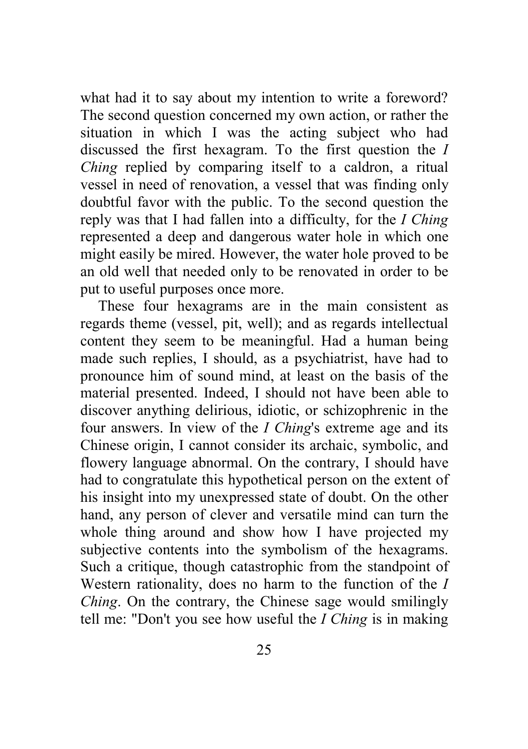what had it to say about my intention to write a foreword? The second question concerned my own action, or rather the situation in which I was the acting subject who had discussed the first hexagram. To the first question the *I Ching* replied by comparing itself to a caldron, a ritual vessel in need of renovation, a vessel that was finding only doubtful favor with the public. To the second question the reply was that I had fallen into a difficulty, for the *I Ching* represented a deep and dangerous water hole in which one might easily be mired. However, the water hole proved to be an old well that needed only to be renovated in order to be put to useful purposes once more.

These four hexagrams are in the main consistent as regards theme (vessel, pit, well); and as regards intellectual content they seem to be meaningful. Had a human being made such replies, I should, as a psychiatrist, have had to pronounce him of sound mind, at least on the basis of the material presented. Indeed, I should not have been able to discover anything delirious, idiotic, or schizophrenic in the four answers. In view of the *I Ching*'s extreme age and its Chinese origin, I cannot consider its archaic, symbolic, and flowery language abnormal. On the contrary, I should have had to congratulate this hypothetical person on the extent of his insight into my unexpressed state of doubt. On the other hand, any person of clever and versatile mind can turn the whole thing around and show how I have projected my subjective contents into the symbolism of the hexagrams. Such a critique, though catastrophic from the standpoint of Western rationality, does no harm to the function of the *I Ching*. On the contrary, the Chinese sage would smilingly tell me: "Don't you see how useful the *I Ching* is in making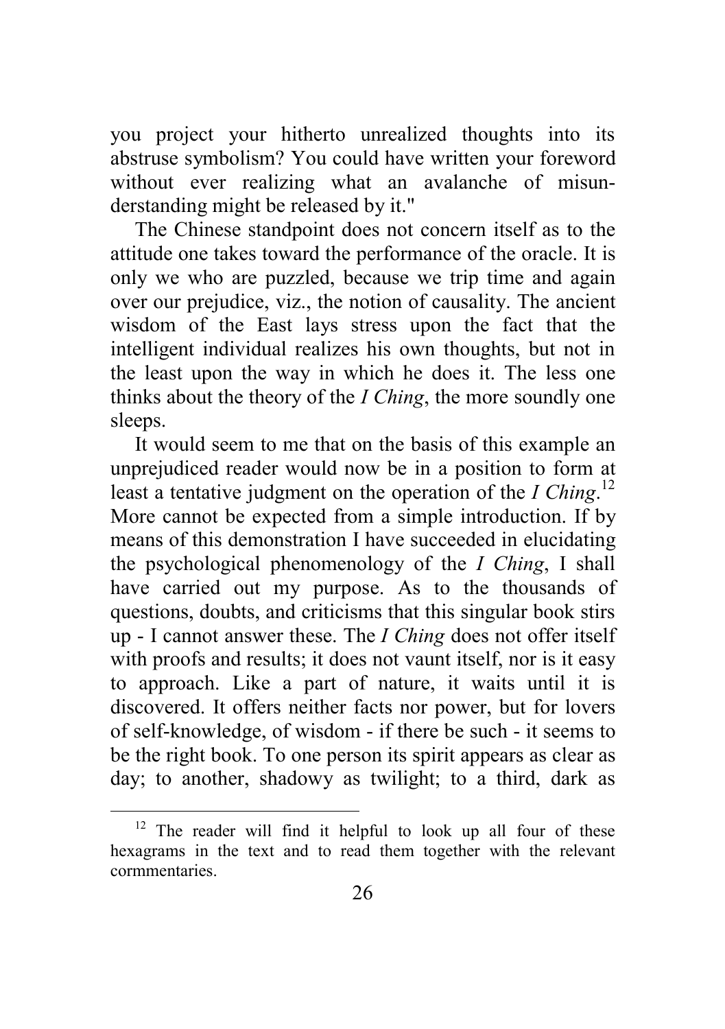you project your hitherto unrealized thoughts into its abstruse symbolism? You could have written your foreword without ever realizing what an avalanche of misunderstanding might be released by it."

The Chinese standpoint does not concern itself as to the attitude one takes toward the performance of the oracle. It is only we who are puzzled, because we trip time and again over our prejudice, viz., the notion of causality. The ancient wisdom of the East lays stress upon the fact that the intelligent individual realizes his own thoughts, but not in the least upon the way in which he does it. The less one thinks about the theory of the *I Ching*, the more soundly one sleeps.

It would seem to me that on the basis of this example an unprejudiced reader would now be in a position to form at least a tentative judgment on the operation of the *I Ching*.[12] More cannot be expected from a simple introduction. If by means of this demonstration I have succeeded in elucidating the psychological phenomenology of the *I Ching*, I shall have carried out my purpose. As to the thousands of questions, doubts, and criticisms that this singular book stirs up - I cannot answer these. The *I Ching* does not offer itself with proofs and results; it does not vaunt itself, nor is it easy to approach. Like a part of nature, it waits until it is discovered. It offers neither facts nor power, but for lovers of self-knowledge, of wisdom - if there be such - it seems to be the right book. To one person its spirit appears as clear as day; to another, shadowy as twilight; to a third, dark as

---

[12] The reader will find it helpful to look up all four of these hexagrams in the text and to read them together with the relevant cormmentaries.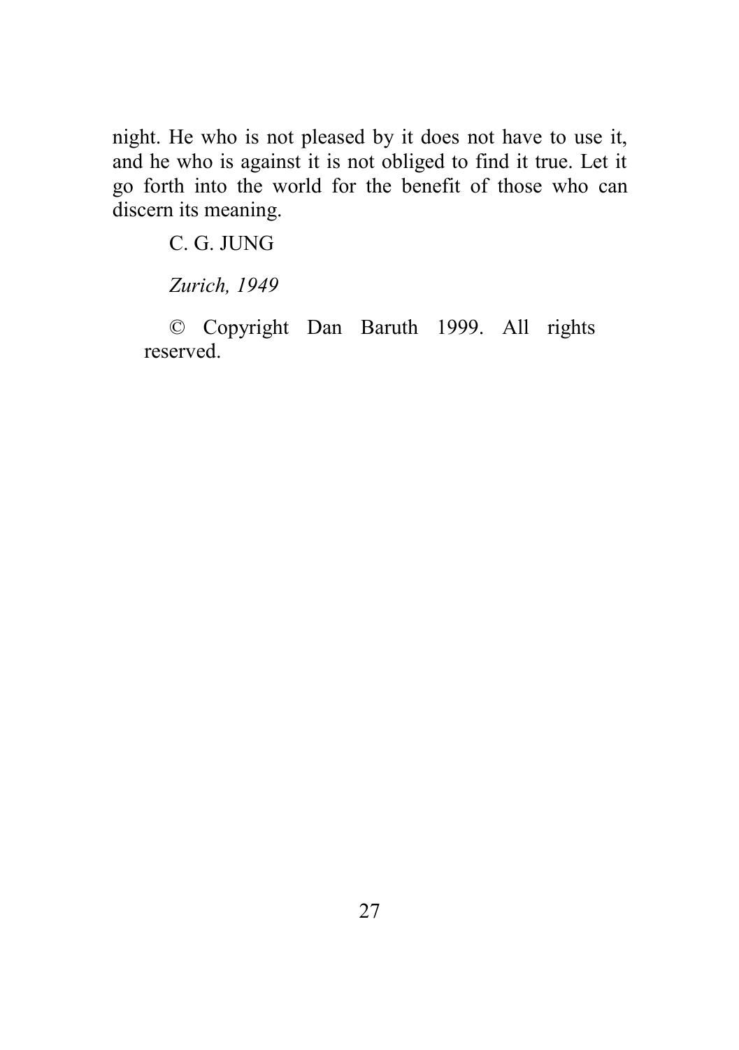night. He who is not pleased by it does not have to use it, and he who is against it is not obliged to find it true. Let it go forth into the world for the benefit of those who can discern its meaning.

C. G. JUNG

*Zurich, 1949*

© Copyright Dan Baruth 1999. All rights reserved.